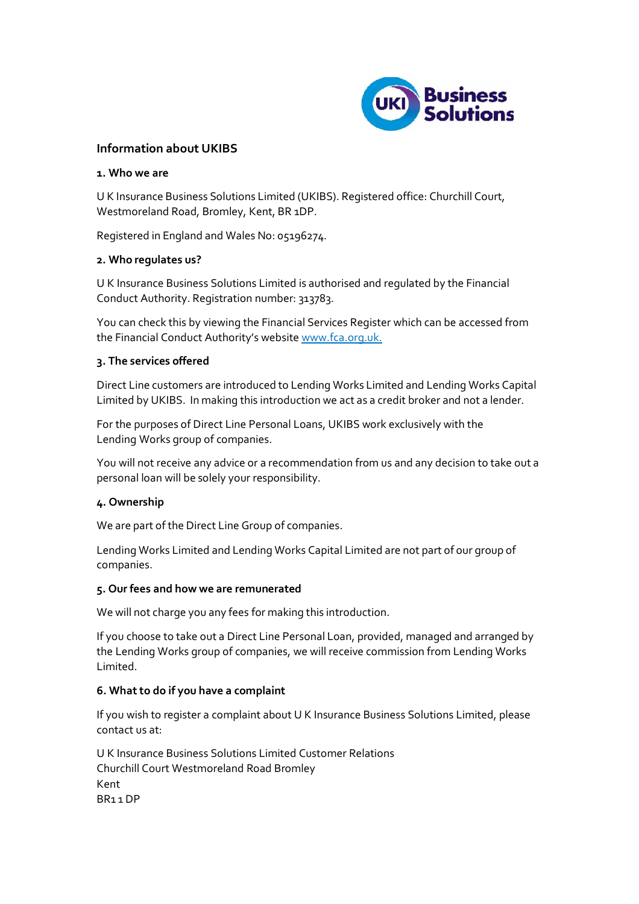## Information about UKIBS

### 1. Who we are

U K Insurance Business Solutions Limited (UKIBS). Registered office: Churchill Court, Westmoreland Road, Bromley, Kent, BR 1DP.

Registered in England and Wales No: 05196274.

### 2. Who regulates us?

U K Insurance Business Solutions Limited is authorised and regulated by the Financial Conduct Authority. Registration number: 313783.

You can check this by viewing the Financial Services Register which can be accessed from the Financial Conduct Authority's website www.fca.org.uk.

### 3. The services offered

Direct Line customers are introduced to Lending Works Limited and Lending Works Capital Limited by UKIBS. In making this introduction we act as a credit broker and not a lender.

For the purposes of Direct Line Personal Loans, UKIBS work exclusively with the Lending Works group of companies.

You will not receive any advice or a recommendation from us and any decision to take out a personal loan will be solely your responsibility.

### 4. Ownership

We are part of the Direct Line Group of companies.

Lending Works Limited and Lending Works Capital Limited are not part of our group of companies.

### 5. Our fees and how we are remunerated

We will not charge you any fees for making this introduction.

If you choose to take out a Direct Line Personal Loan, provided, managed and arranged by the Lending Works group of companies, we will receive commission from Lending Works Limited.

### 6. What to do if you have a complaint

If you wish to register a complaint about U K Insurance Business Solutions Limited, please contact us at:

U K Insurance Business Solutions Limited Customer Relations
Churchill Court Westmoreland Road Bromley
Kent
BR1 1 DP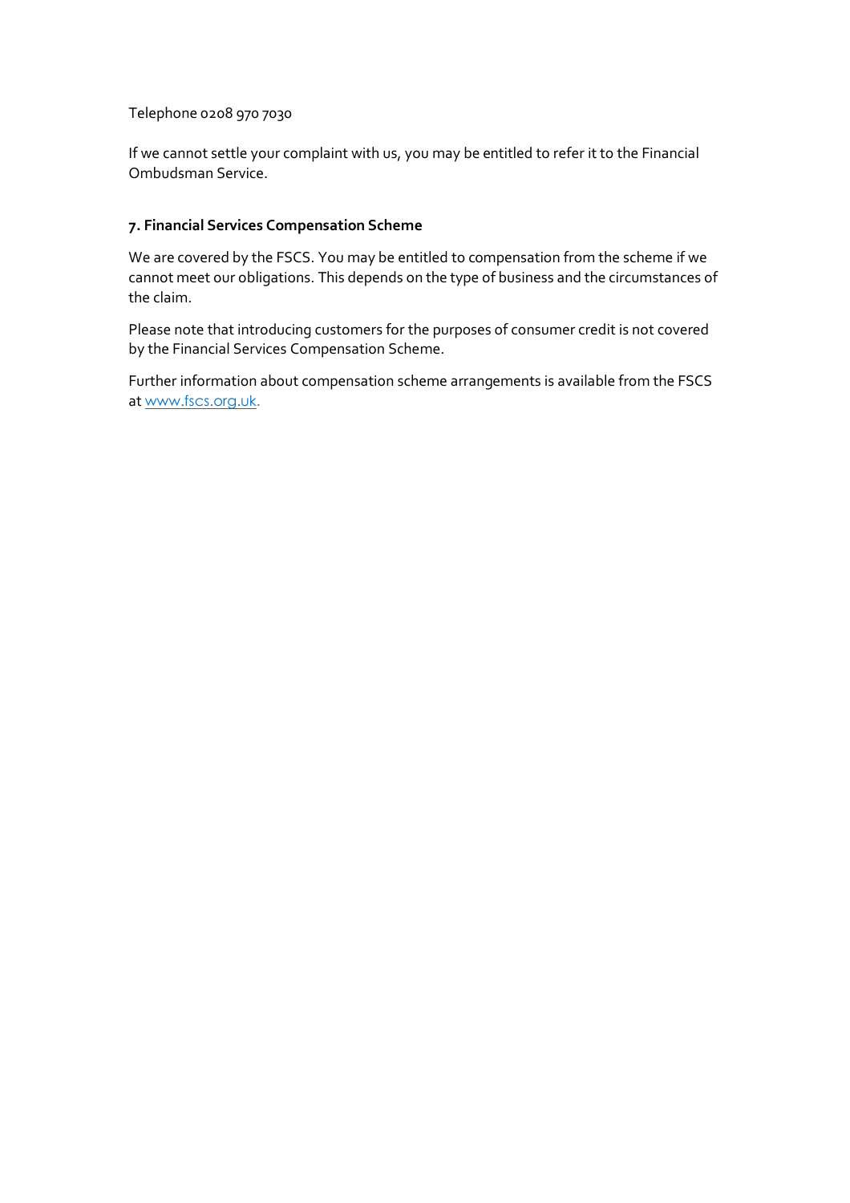Telephone 0208 970 7030

If we cannot settle your complaint with us, you may be entitled to refer it to the Financial Ombudsman Service.

## 7. Financial Services Compensation Scheme

We are covered by the FSCS. You may be entitled to compensation from the scheme if we cannot meet our obligations. This depends on the type of business and the circumstances of the claim.

Please note that introducing customers for the purposes of consumer credit is not covered by the Financial Services Compensation Scheme.

Further information about compensation scheme arrangements is available from the FSCS at [www.fscs.org.uk](http://www.fscs.org.uk).